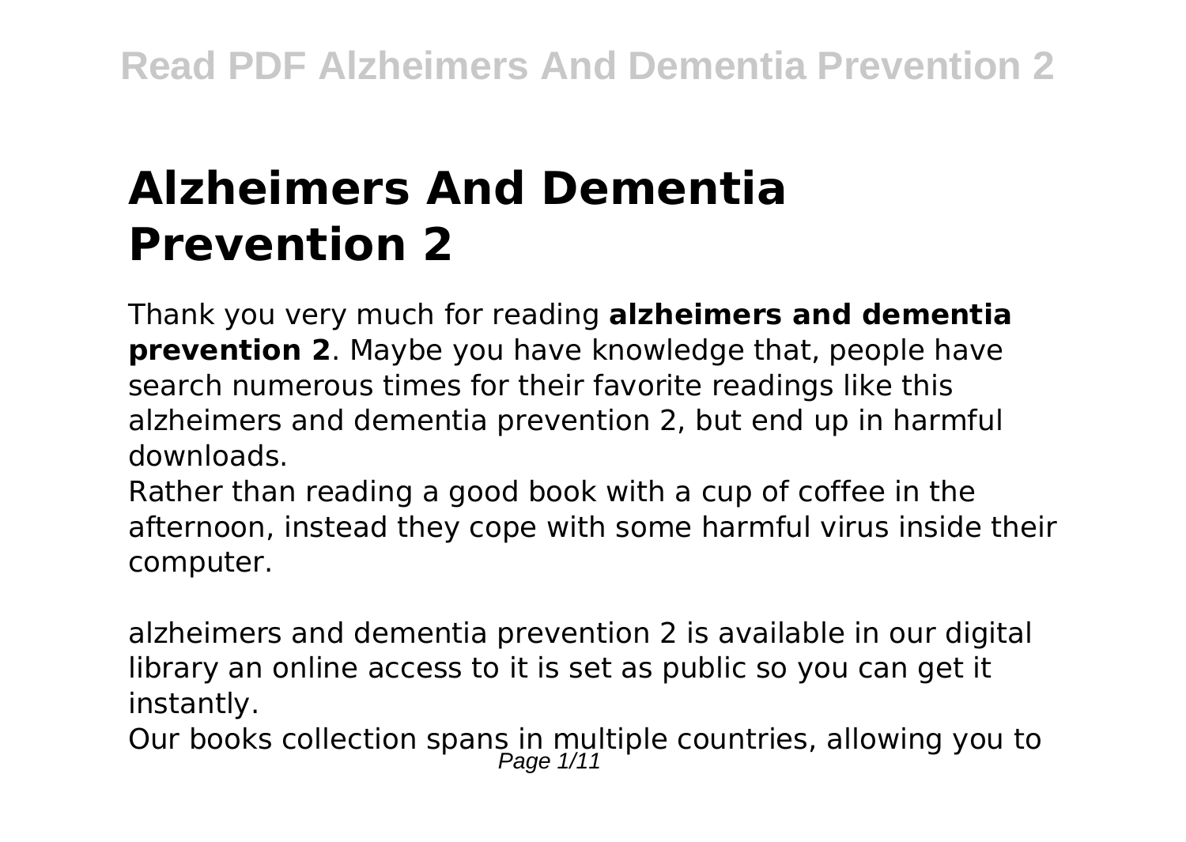# Alzheimers And Dementia Prevention 2

Thank you very much for reading **alzheimers and dementia prevention 2**. Maybe you have knowledge that, people have search numerous times for their favorite readings like this alzheimers and dementia prevention 2, but end up in harmful downloads.

Rather than reading a good book with a cup of coffee in the afternoon, instead they cope with some harmful virus inside their computer.

alzheimers and dementia prevention 2 is available in our digital library an online access to it is set as public so you can get it instantly.

Our books collection spans in multiple countries, allowing you to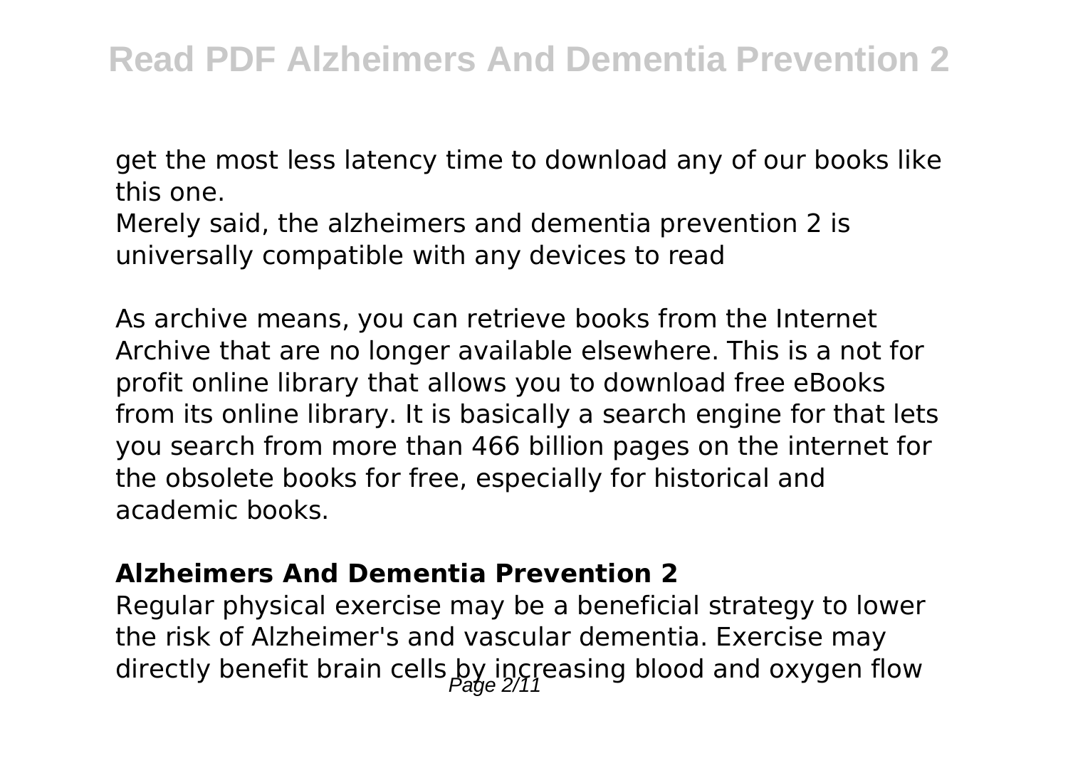get the most less latency time to download any of our books like this one.

Merely said, the alzheimers and dementia prevention 2 is universally compatible with any devices to read

As archive means, you can retrieve books from the Internet Archive that are no longer available elsewhere. This is a not for profit online library that allows you to download free eBooks from its online library. It is basically a search engine for that lets you search from more than 466 billion pages on the internet for the obsolete books for free, especially for historical and academic books.

### Alzheimers And Dementia Prevention 2

Regular physical exercise may be a beneficial strategy to lower the risk of Alzheimer's and vascular dementia. Exercise may directly benefit brain cells by increasing blood and oxygen flow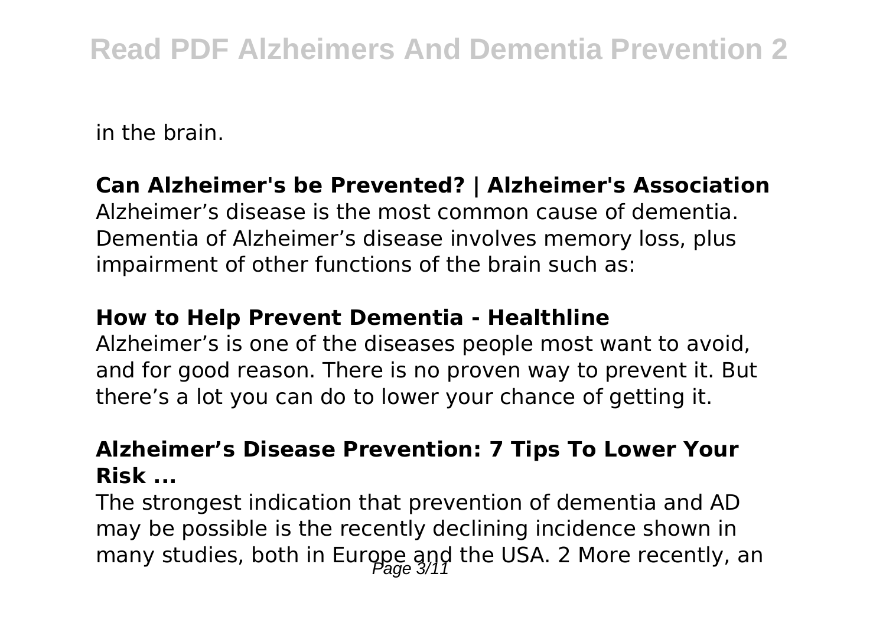in the brain.

**Can Alzheimer's be Prevented? | Alzheimer's Association**

Alzheimer’s disease is the most common cause of dementia. Dementia of Alzheimer’s disease involves memory loss, plus impairment of other functions of the brain such as:

**How to Help Prevent Dementia - Healthline**

Alzheimer’s is one of the diseases people most want to avoid, and for good reason. There is no proven way to prevent it. But there’s a lot you can do to lower your chance of getting it.

**Alzheimer’s Disease Prevention: 7 Tips To Lower Your Risk ...**

The strongest indication that prevention of dementia and AD may be possible is the recently declining incidence shown in many studies, both in Europe and the USA. 2 More recently, an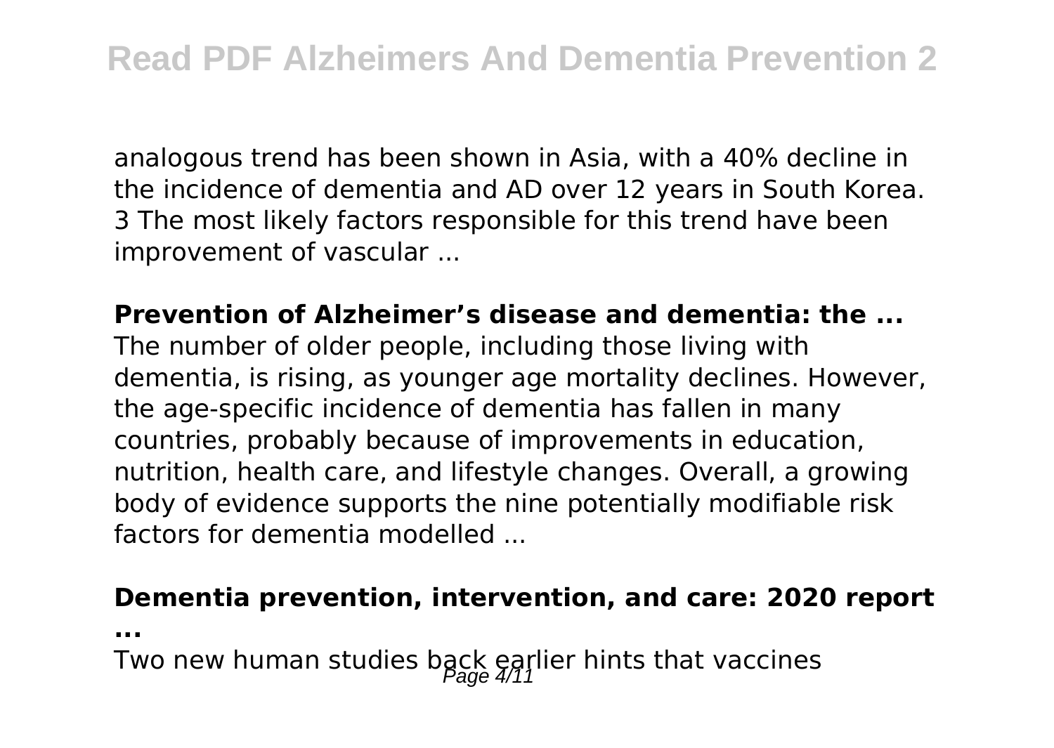analogous trend has been shown in Asia, with a 40% decline in the incidence of dementia and AD over 12 years in South Korea. 3 The most likely factors responsible for this trend have been improvement of vascular ...

**Prevention of Alzheimer's disease and dementia: the ...**

The number of older people, including those living with dementia, is rising, as younger age mortality declines. However, the age-specific incidence of dementia has fallen in many countries, probably because of improvements in education, nutrition, health care, and lifestyle changes. Overall, a growing body of evidence supports the nine potentially modifiable risk factors for dementia modelled ...

**Dementia prevention, intervention, and care: 2020 report ...**

Two new human studies back earlier hints that vaccines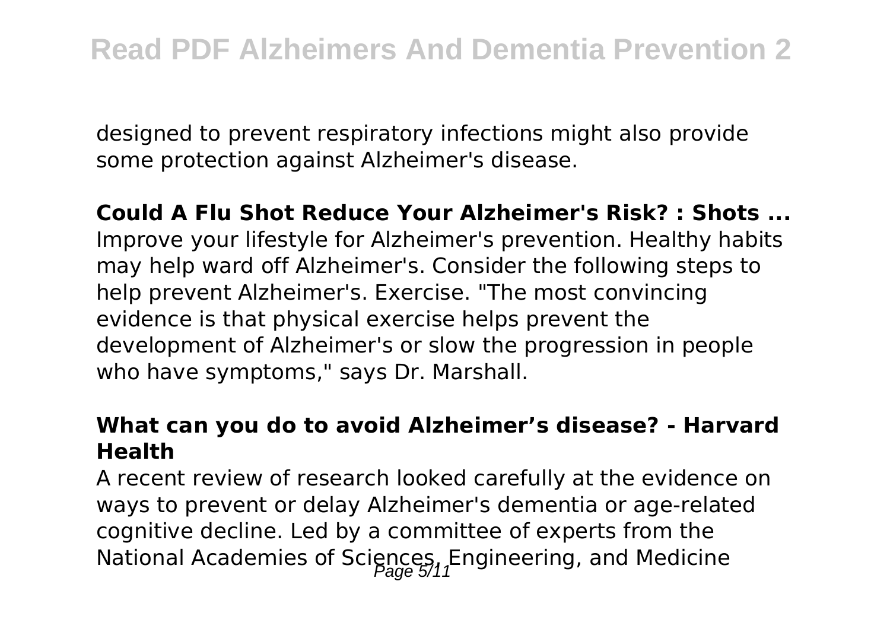designed to prevent respiratory infections might also provide some protection against Alzheimer's disease.

**Could A Flu Shot Reduce Your Alzheimer's Risk? : Shots ...**

Improve your lifestyle for Alzheimer's prevention. Healthy habits may help ward off Alzheimer's. Consider the following steps to help prevent Alzheimer's. Exercise. "The most convincing evidence is that physical exercise helps prevent the development of Alzheimer's or slow the progression in people who have symptoms," says Dr. Marshall.

**What can you do to avoid Alzheimer's disease? - Harvard Health**

A recent review of research looked carefully at the evidence on ways to prevent or delay Alzheimer's dementia or age-related cognitive decline. Led by a committee of experts from the National Academies of Sciences, Engineering, and Medicine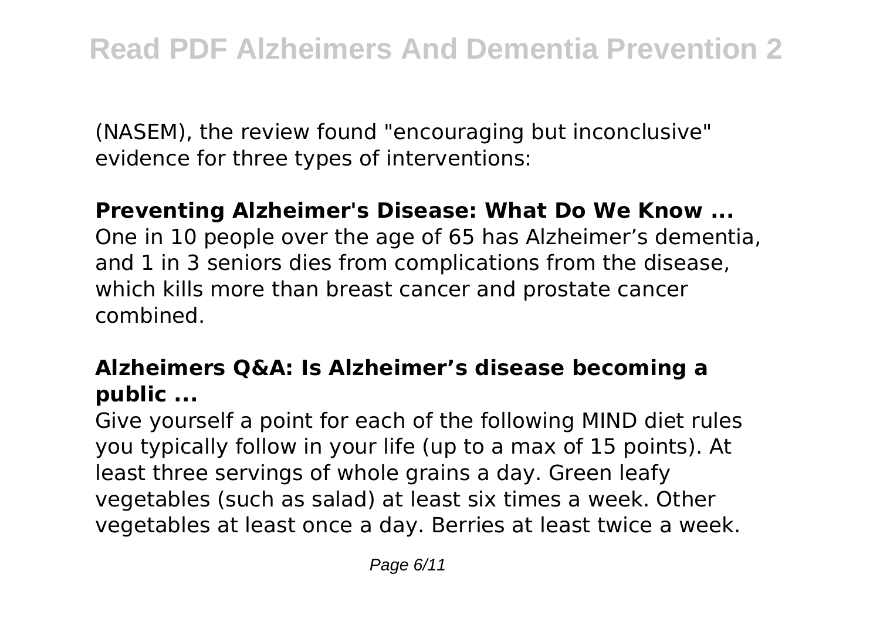(NASEM), the review found "encouraging but inconclusive" evidence for three types of interventions:

**Preventing Alzheimer's Disease: What Do We Know ...**

One in 10 people over the age of 65 has Alzheimer’s dementia, and 1 in 3 seniors dies from complications from the disease, which kills more than breast cancer and prostate cancer combined.

**Alzheimers Q&A: Is Alzheimer’s disease becoming a public ...**

Give yourself a point for each of the following MIND diet rules you typically follow in your life (up to a max of 15 points). At least three servings of whole grains a day. Green leafy vegetables (such as salad) at least six times a week. Other vegetables at least once a day. Berries at least twice a week.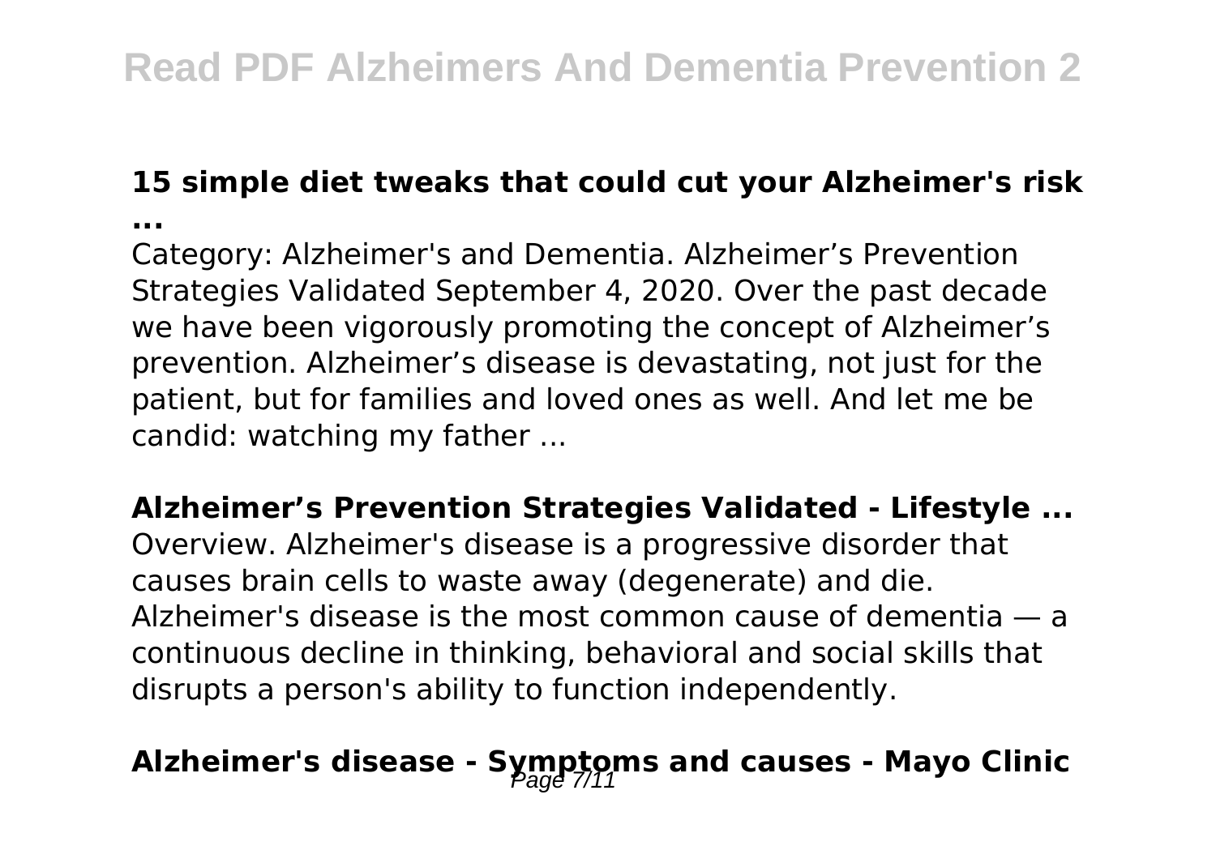### 15 simple diet tweaks that could cut your Alzheimer's risk ...

Category: Alzheimer's and Dementia. Alzheimer's Prevention Strategies Validated September 4, 2020. Over the past decade we have been vigorously promoting the concept of Alzheimer's prevention. Alzheimer's disease is devastating, not just for the patient, but for families and loved ones as well. And let me be candid: watching my father ...

### Alzheimer's Prevention Strategies Validated - Lifestyle ...

Overview. Alzheimer's disease is a progressive disorder that causes brain cells to waste away (degenerate) and die. Alzheimer's disease is the most common cause of dementia — a continuous decline in thinking, behavioral and social skills that disrupts a person's ability to function independently.

### Alzheimer's disease - Symptoms and causes - Mayo Clinic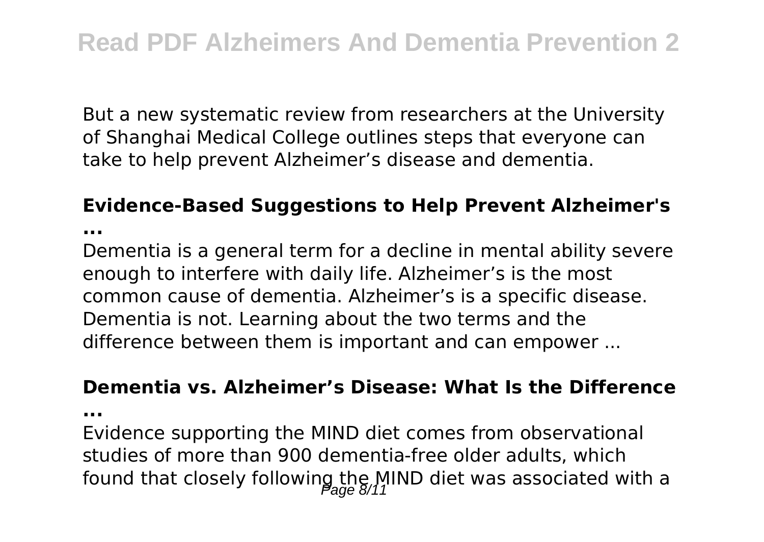But a new systematic review from researchers at the University of Shanghai Medical College outlines steps that everyone can take to help prevent Alzheimer's disease and dementia.

**Evidence-Based Suggestions to Help Prevent Alzheimer's ...**

Dementia is a general term for a decline in mental ability severe enough to interfere with daily life. Alzheimer's is the most common cause of dementia. Alzheimer's is a specific disease. Dementia is not. Learning about the two terms and the difference between them is important and can empower ...

**Dementia vs. Alzheimer's Disease: What Is the Difference ...**

Evidence supporting the MIND diet comes from observational studies of more than 900 dementia-free older adults, which found that closely following the MIND diet was associated with a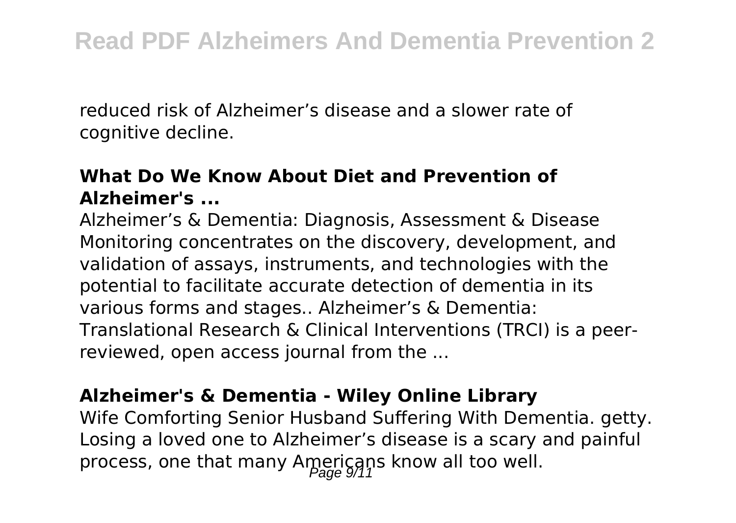reduced risk of Alzheimer’s disease and a slower rate of cognitive decline.

**What Do We Know About Diet and Prevention of Alzheimer's ...**

Alzheimer’s & Dementia: Diagnosis, Assessment & Disease Monitoring concentrates on the discovery, development, and validation of assays, instruments, and technologies with the potential to facilitate accurate detection of dementia in its various forms and stages.. Alzheimer’s & Dementia: Translational Research & Clinical Interventions (TRCI) is a peer-reviewed, open access journal from the ...

**Alzheimer's & Dementia - Wiley Online Library**

Wife Comforting Senior Husband Suffering With Dementia. getty. Losing a loved one to Alzheimer’s disease is a scary and painful process, one that many Americans know all too well.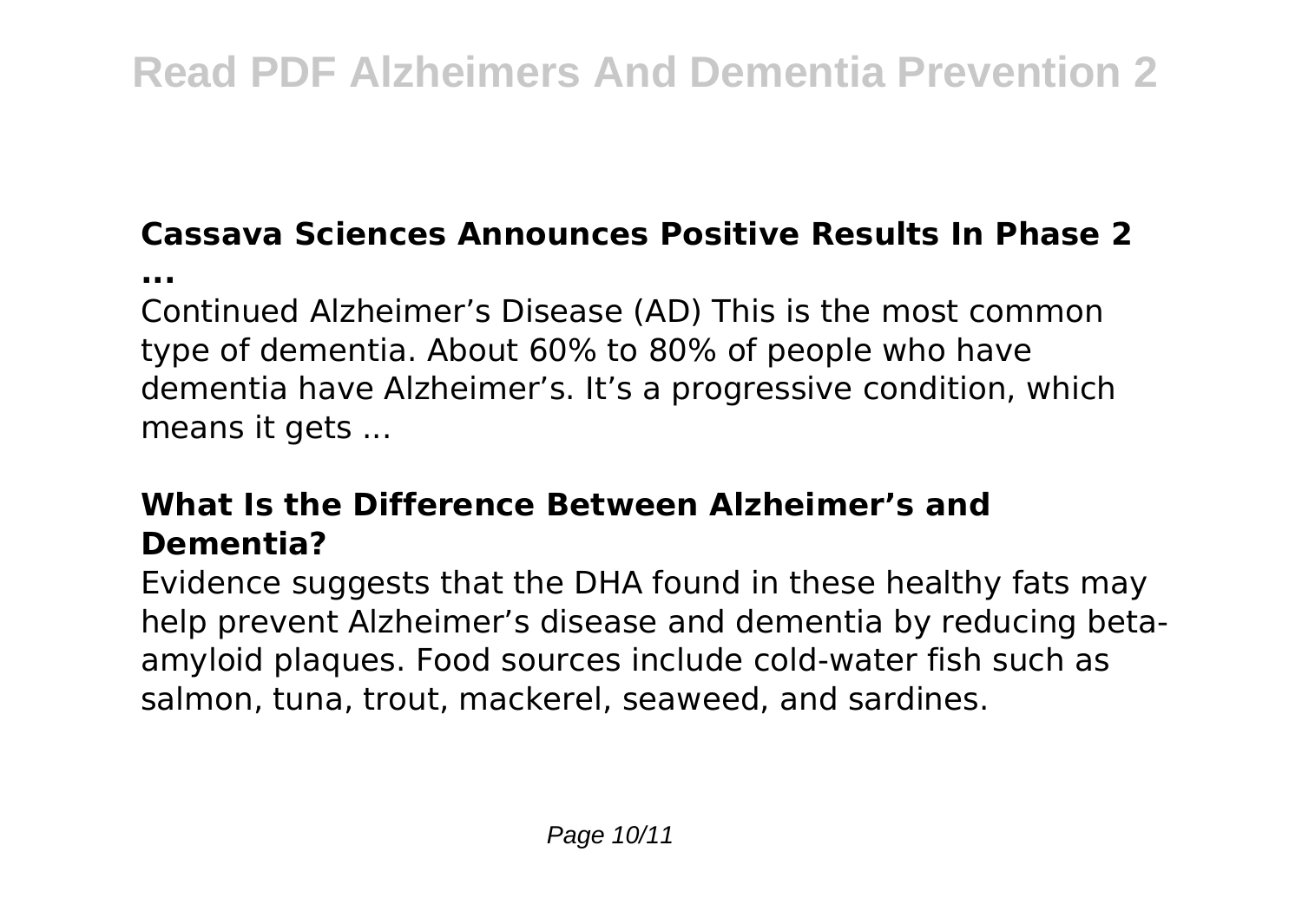## Cassava Sciences Announces Positive Results In Phase 2 ...

Continued Alzheimer's Disease (AD) This is the most common type of dementia. About 60% to 80% of people who have dementia have Alzheimer's. It's a progressive condition, which means it gets ...

## What Is the Difference Between Alzheimer's and Dementia?

Evidence suggests that the DHA found in these healthy fats may help prevent Alzheimer's disease and dementia by reducing beta-amyloid plaques. Food sources include cold-water fish such as salmon, tuna, trout, mackerel, seaweed, and sardines.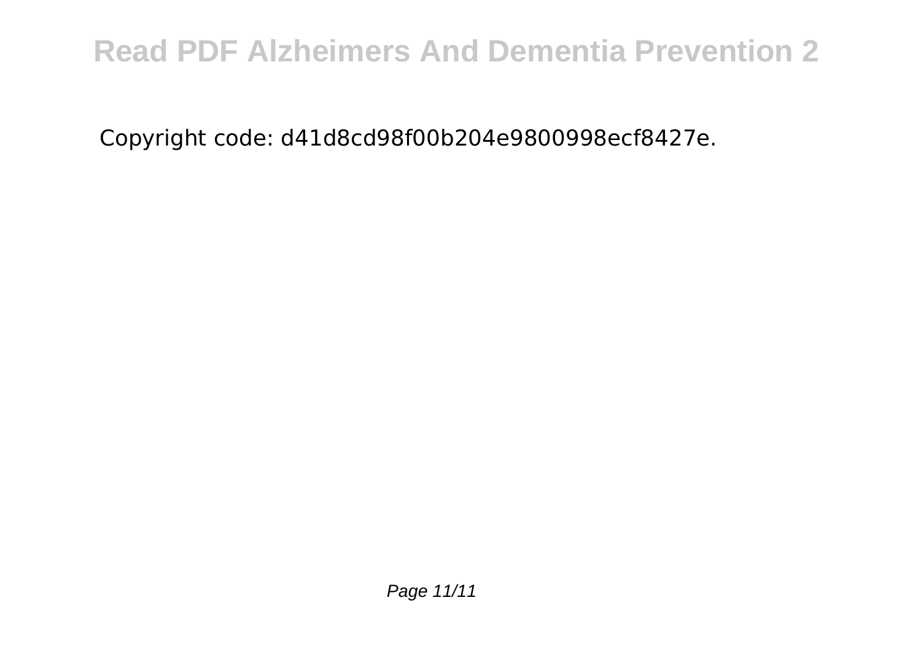Copyright code: d41d8cd98f00b204e9800998ecf8427e.